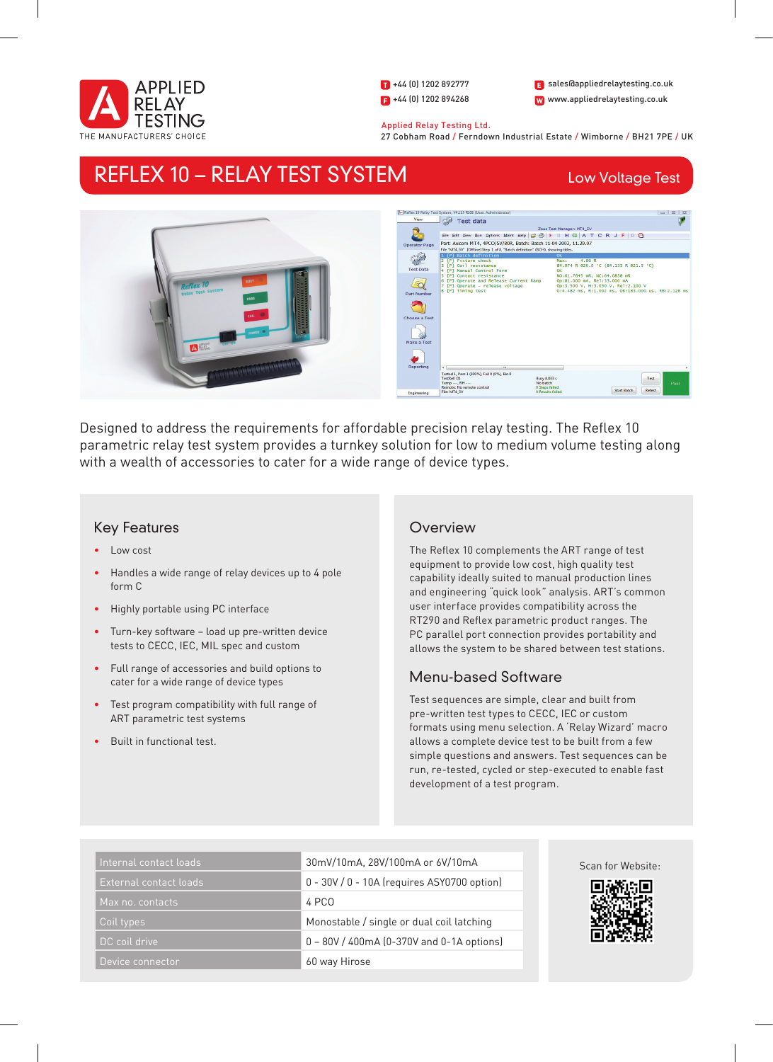APPLIED RELAY TESTING

THE MANUFACTURERS' CHOICE

T +44 (0) 1202 892777
F +44 (0) 1202 894268

E sales@appliedrelaytesting.co.uk
W www.appliedrelaytesting.co.uk

Applied Relay Testing Ltd.
27 Cobham Road / Ferndown Industrial Estate / Wimborne / BH21 7PE / UK

# REFLEX 10 – RELAY TEST SYSTEM

Low Voltage Test

Designed to address the requirements for affordable precision relay testing. The Reflex 10 parametric relay test system provides a turnkey solution for low to medium volume testing along with a wealth of accessories to cater for a wide range of device types.

## Key Features

- Low cost
- Handles a wide range of relay devices up to 4 pole form C
- Highly portable using PC interface
- Turn-key software – load up pre-written device tests to CECC, IEC, MIL spec and custom
- Full range of accessories and build options to cater for a wide range of device types
- Test program compatibility with full range of ART parametric test systems
- Built in functional test.

## Overview

The Reflex 10 complements the ART range of test equipment to provide low cost, high quality test capability ideally suited to manual production lines and engineering "quick look" analysis. ART's common user interface provides compatibility across the RT290 and Reflex parametric product ranges. The PC parallel port connection provides portability and allows the system to be shared between test stations.

## Menu-based Software

Test sequences are simple, clear and built from pre-written test types to CECC, IEC or custom formats using menu selection. A 'Relay Wizard' macro allows a complete device test to be built from a few simple questions and answers. Test sequences can be run, re-tested, cycled or step-executed to enable fast development of a test program.

| | |
|---|---|
| Internal contact loads | 30mV/10mA, 28V/100mA or 6V/10mA |
| External contact loads | 0 - 30V / 0 - 10A (requires ASY0700 option) |
| Max no. contacts | 4 PCO |
| Coil types | Monostable / single or dual coil latching |
| DC coil drive | 0 – 80V / 400mA (0-370V and 0-1A options) |
| Device connector | 60 way Hirose |

Scan for Website: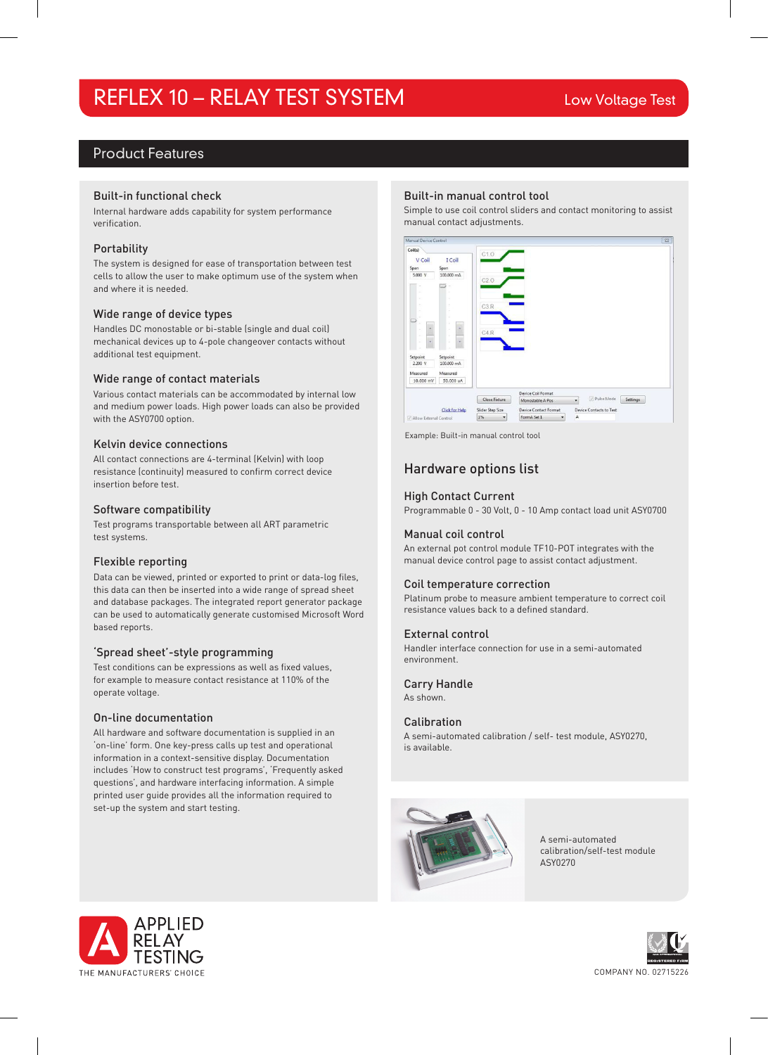# REFLEX 10 – RELAY TEST SYSTEM

Low Voltage Test

## Product Features

### Built-in functional check

Internal hardware adds capability for system performance verification.

### Portability

The system is designed for ease of transportation between test cells to allow the user to make optimum use of the system when and where it is needed.

### Wide range of device types

Handles DC monostable or bi-stable (single and dual coil) mechanical devices up to 4-pole changeover contacts without additional test equipment.

### Wide range of contact materials

Various contact materials can be accommodated by internal low and medium power loads. High power loads can also be provided with the ASY0700 option.

### Kelvin device connections

All contact connections are 4-terminal (Kelvin) with loop resistance (continuity) measured to confirm correct device insertion before test.

### Software compatibility

Test programs transportable between all ART parametric test systems.

### Flexible reporting

Data can be viewed, printed or exported to print or data-log files, this data can then be inserted into a wide range of spread sheet and database packages. The integrated report generator package can be used to automatically generate customised Microsoft Word based reports.

### 'Spread sheet'-style programming

Test conditions can be expressions as well as fixed values, for example to measure contact resistance at 110% of the operate voltage.

### On-line documentation

All hardware and software documentation is supplied in an 'on-line' form. One key-press calls up test and operational information in a context-sensitive display. Documentation includes 'How to construct test programs', 'Frequently asked questions', and hardware interfacing information. A simple printed user guide provides all the information required to set-up the system and start testing.

### Built-in manual control tool

Simple to use coil control sliders and contact monitoring to assist manual contact adjustments.

Example: Built-in manual control tool

## Hardware options list

### High Contact Current

Programmable 0 - 30 Volt, 0 - 10 Amp contact load unit ASY0700

### Manual coil control

An external pot control module TF10-POT integrates with the manual device control page to assist contact adjustment.

### Coil temperature correction

Platinum probe to measure ambient temperature to correct coil resistance values back to a defined standard.

### External control

Handler interface connection for use in a semi-automated environment.

### Carry Handle

As shown.

### Calibration

A semi-automated calibration / self- test module, ASY0270, is available.

A semi-automated calibration/self-test module ASY0270

APPLIED RELAY TESTING
THE MANUFACTURERS' CHOICE

COMPANY NO. 02715226